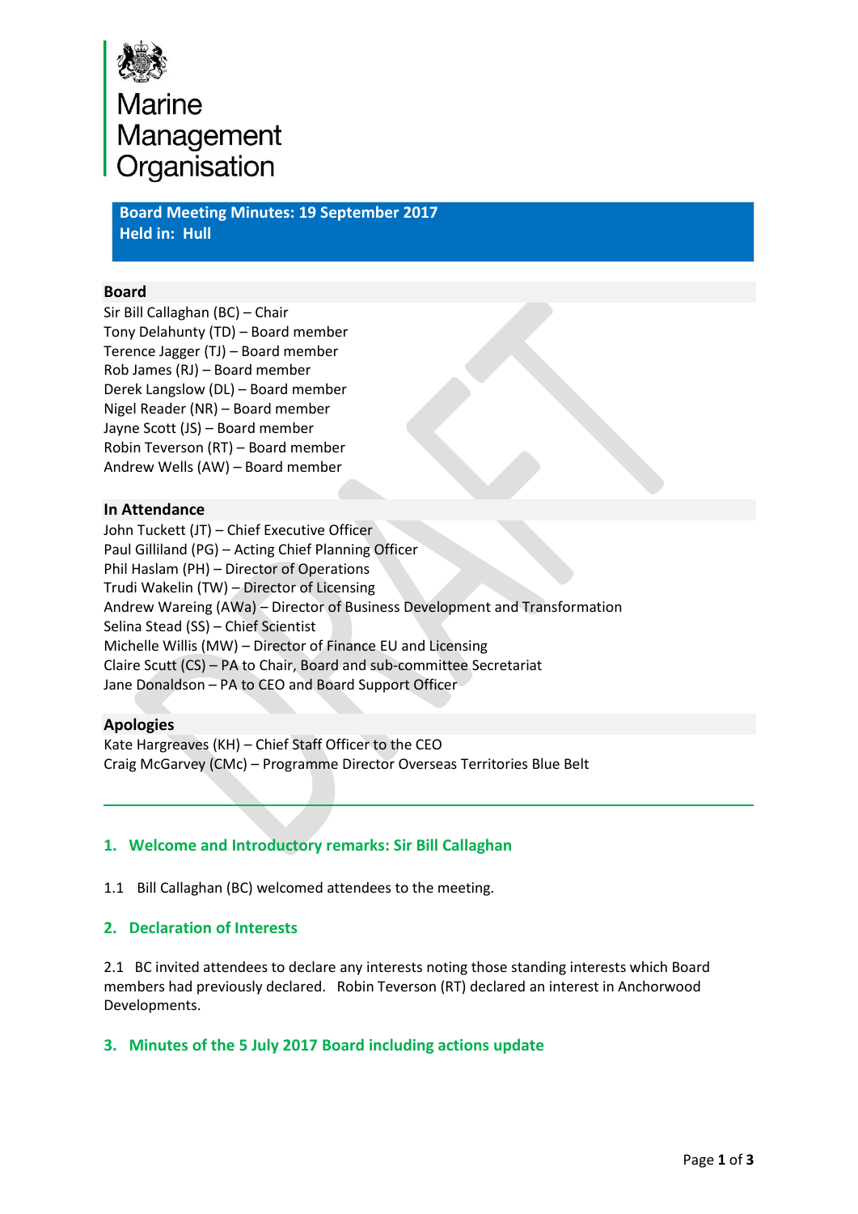Marine Management Organisation

**Board Meeting Minutes: 19 September 2017**
**Held in: Hull**

**Board**

Sir Bill Callaghan (BC) – Chair
Tony Delahunty (TD) – Board member
Terence Jagger (TJ) – Board member
Rob James (RJ) – Board member
Derek Langslow (DL) – Board member
Nigel Reader (NR) – Board member
Jayne Scott (JS) – Board member
Robin Teverson (RT) – Board member
Andrew Wells (AW) – Board member

**In Attendance**

John Tuckett (JT) – Chief Executive Officer
Paul Gilliland (PG) – Acting Chief Planning Officer
Phil Haslam (PH) – Director of Operations
Trudi Wakelin (TW) – Director of Licensing
Andrew Wareing (AWa) – Director of Business Development and Transformation
Selina Stead (SS) – Chief Scientist
Michelle Willis (MW) – Director of Finance EU and Licensing
Claire Scutt (CS) – PA to Chair, Board and sub-committee Secretariat
Jane Donaldson – PA to CEO and Board Support Officer

**Apologies**

Kate Hargreaves (KH) – Chief Staff Officer to the CEO
Craig McGarvey (CMc) – Programme Director Overseas Territories Blue Belt

## 1. Welcome and Introductory remarks: Sir Bill Callaghan

1.1 Bill Callaghan (BC) welcomed attendees to the meeting.

## 2. Declaration of Interests

2.1 BC invited attendees to declare any interests noting those standing interests which Board members had previously declared. Robin Teverson (RT) declared an interest in Anchorwood Developments.

## 3. Minutes of the 5 July 2017 Board including actions update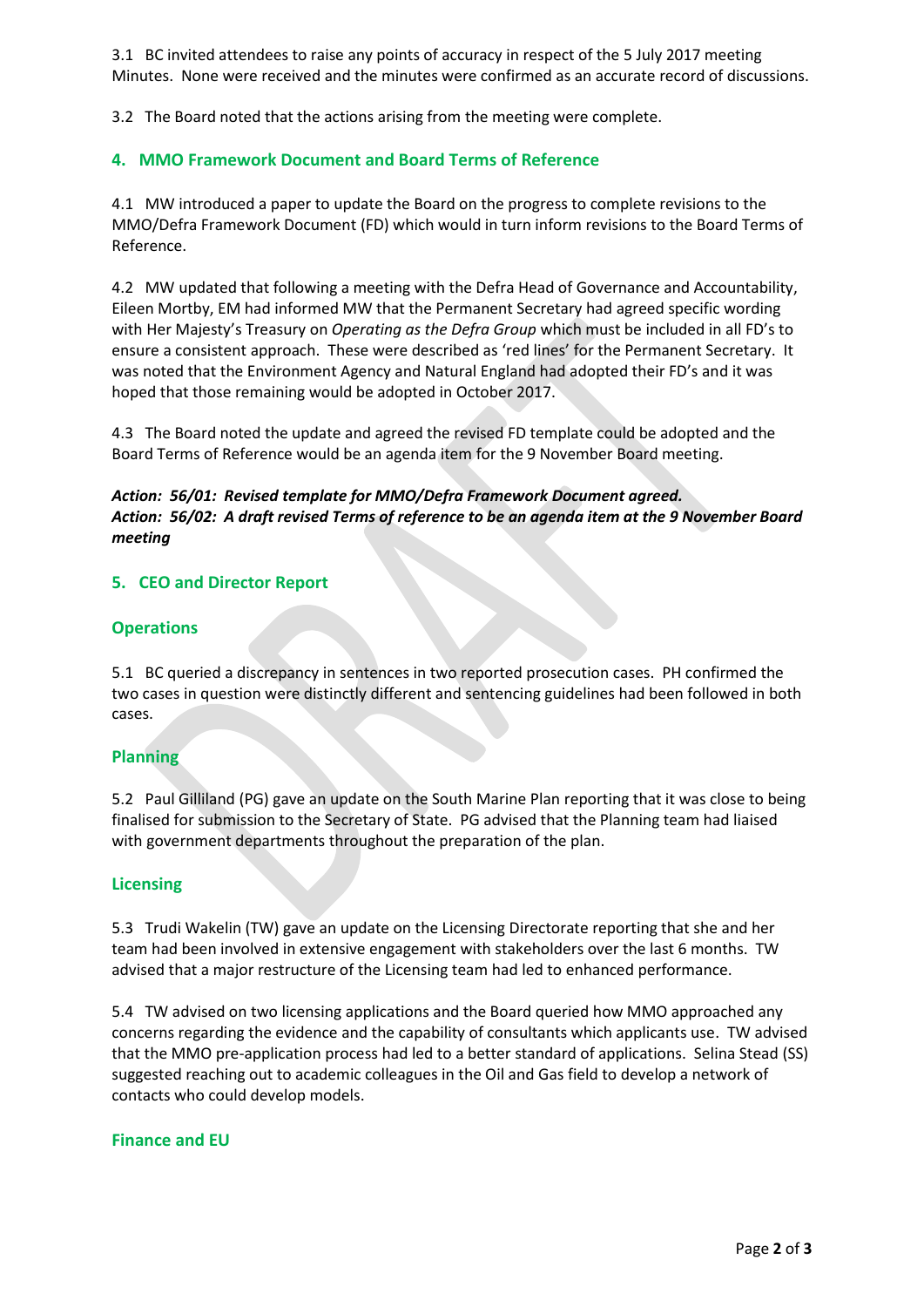3.1 BC invited attendees to raise any points of accuracy in respect of the 5 July 2017 meeting Minutes. None were received and the minutes were confirmed as an accurate record of discussions.

3.2 The Board noted that the actions arising from the meeting were complete.

## 4. MMO Framework Document and Board Terms of Reference

4.1 MW introduced a paper to update the Board on the progress to complete revisions to the MMO/Defra Framework Document (FD) which would in turn inform revisions to the Board Terms of Reference.

4.2 MW updated that following a meeting with the Defra Head of Governance and Accountability, Eileen Mortby, EM had informed MW that the Permanent Secretary had agreed specific wording with Her Majesty's Treasury on *Operating as the Defra Group* which must be included in all FD's to ensure a consistent approach. These were described as 'red lines' for the Permanent Secretary. It was noted that the Environment Agency and Natural England had adopted their FD's and it was hoped that those remaining would be adopted in October 2017.

4.3 The Board noted the update and agreed the revised FD template could be adopted and the Board Terms of Reference would be an agenda item for the 9 November Board meeting.

***Action: 56/01: Revised template for MMO/Defra Framework Document agreed.***
***Action: 56/02: A draft revised Terms of reference to be an agenda item at the 9 November Board meeting***

## 5. CEO and Director Report

### Operations

5.1 BC queried a discrepancy in sentences in two reported prosecution cases. PH confirmed the two cases in question were distinctly different and sentencing guidelines had been followed in both cases.

### Planning

5.2 Paul Gilliland (PG) gave an update on the South Marine Plan reporting that it was close to being finalised for submission to the Secretary of State. PG advised that the Planning team had liaised with government departments throughout the preparation of the plan.

### Licensing

5.3 Trudi Wakelin (TW) gave an update on the Licensing Directorate reporting that she and her team had been involved in extensive engagement with stakeholders over the last 6 months. TW advised that a major restructure of the Licensing team had led to enhanced performance.

5.4 TW advised on two licensing applications and the Board queried how MMO approached any concerns regarding the evidence and the capability of consultants which applicants use. TW advised that the MMO pre-application process had led to a better standard of applications. Selina Stead (SS) suggested reaching out to academic colleagues in the Oil and Gas field to develop a network of contacts who could develop models.

### Finance and EU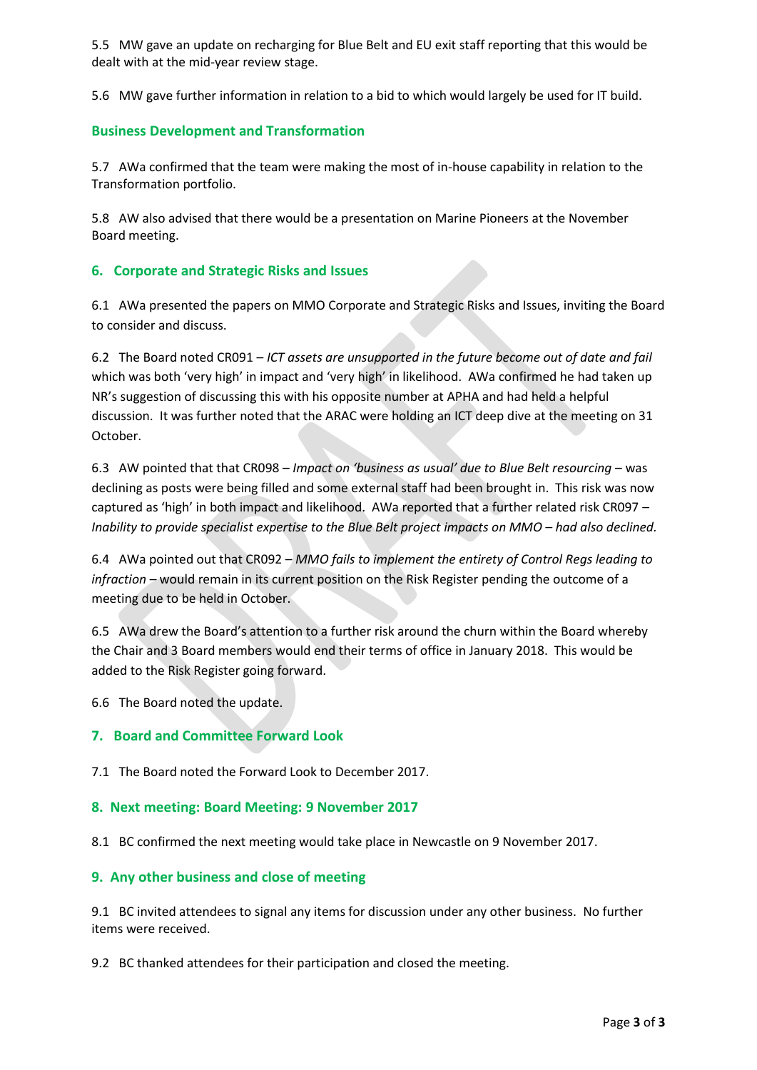5.5 MW gave an update on recharging for Blue Belt and EU exit staff reporting that this would be dealt with at the mid-year review stage.

5.6 MW gave further information in relation to a bid to which would largely be used for IT build.

### Business Development and Transformation

5.7 AWa confirmed that the team were making the most of in-house capability in relation to the Transformation portfolio.

5.8 AW also advised that there would be a presentation on Marine Pioneers at the November Board meeting.

## 6. Corporate and Strategic Risks and Issues

6.1 AWa presented the papers on MMO Corporate and Strategic Risks and Issues, inviting the Board to consider and discuss.

6.2 The Board noted CR091 – *ICT assets are unsupported in the future become out of date and fail* which was both 'very high' in impact and 'very high' in likelihood. AWa confirmed he had taken up NR's suggestion of discussing this with his opposite number at APHA and had held a helpful discussion. It was further noted that the ARAC were holding an ICT deep dive at the meeting on 31 October.

6.3 AW pointed that that CR098 – *Impact on 'business as usual' due to Blue Belt resourcing* – was declining as posts were being filled and some external staff had been brought in. This risk was now captured as 'high' in both impact and likelihood. AWa reported that a further related risk CR097 – *Inability to provide specialist expertise to the Blue Belt project impacts on MMO – had also declined.*

6.4 AWa pointed out that CR092 – *MMO fails to implement the entirety of Control Regs leading to infraction* – would remain in its current position on the Risk Register pending the outcome of a meeting due to be held in October.

6.5 AWa drew the Board's attention to a further risk around the churn within the Board whereby the Chair and 3 Board members would end their terms of office in January 2018. This would be added to the Risk Register going forward.

6.6 The Board noted the update.

## 7. Board and Committee Forward Look

7.1 The Board noted the Forward Look to December 2017.

## 8. Next meeting: Board Meeting: 9 November 2017

8.1 BC confirmed the next meeting would take place in Newcastle on 9 November 2017.

## 9. Any other business and close of meeting

9.1 BC invited attendees to signal any items for discussion under any other business. No further items were received.

9.2 BC thanked attendees for their participation and closed the meeting.